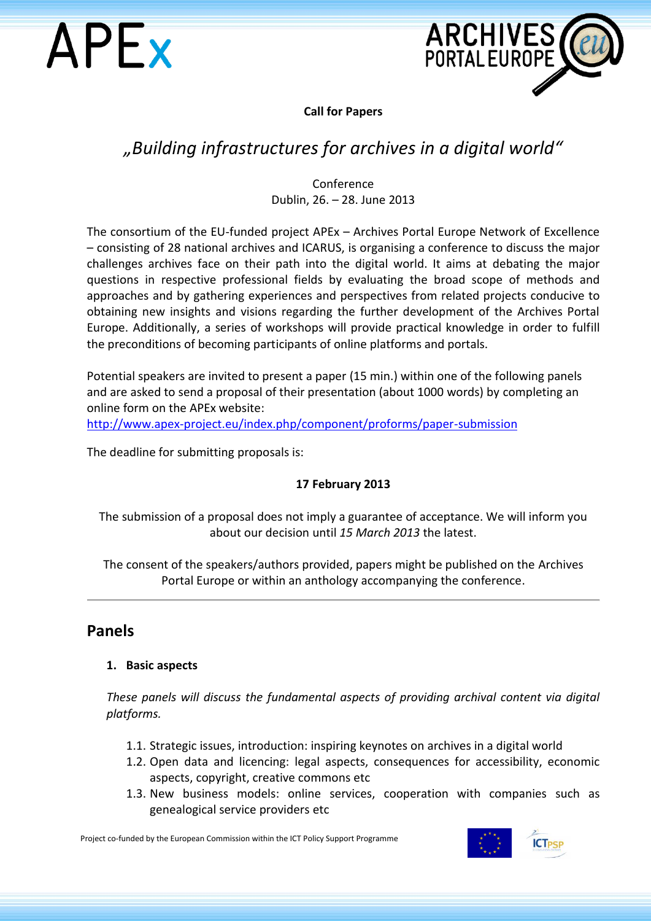**Call for Papers**

# *„Building infrastructures for archives in a digital world"*

Conference
Dublin, 26. – 28. June 2013

The consortium of the EU-funded project APEx – Archives Portal Europe Network of Excellence – consisting of 28 national archives and ICARUS, is organising a conference to discuss the major challenges archives face on their path into the digital world. It aims at debating the major questions in respective professional fields by evaluating the broad scope of methods and approaches and by gathering experiences and perspectives from related projects conducive to obtaining new insights and visions regarding the further development of the Archives Portal Europe. Additionally, a series of workshops will provide practical knowledge in order to fulfill the preconditions of becoming participants of online platforms and portals.

Potential speakers are invited to present a paper (15 min.) within one of the following panels and are asked to send a proposal of their presentation (about 1000 words) by completing an online form on the APEx website:
http://www.apex-project.eu/index.php/component/proforms/paper-submission

The deadline for submitting proposals is:

**17 February 2013**

The submission of a proposal does not imply a guarantee of acceptance. We will inform you about our decision until *15 March 2013* the latest.

The consent of the speakers/authors provided, papers might be published on the Archives Portal Europe or within an anthology accompanying the conference.

---

## Panels

### 1. Basic aspects

*These panels will discuss the fundamental aspects of providing archival content via digital platforms.*

1.1. Strategic issues, introduction: inspiring keynotes on archives in a digital world
1.2. Open data and licencing: legal aspects, consequences for accessibility, economic aspects, copyright, creative commons etc
1.3. New business models: online services, cooperation with companies such as genealogical service providers etc

Project co-funded by the European Commission within the ICT Policy Support Programme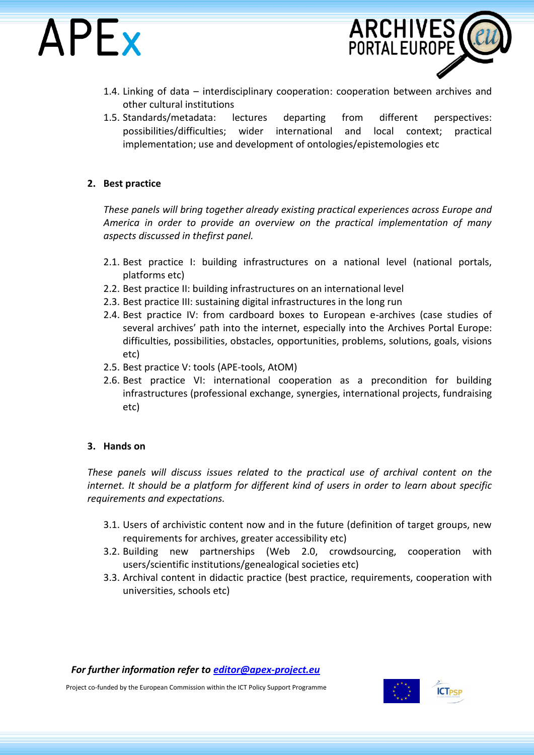1.4. Linking of data – interdisciplinary cooperation: cooperation between archives and other cultural institutions
1.5. Standards/metadata: lectures departing from different perspectives: possibilities/difficulties; wider international and local context; practical implementation; use and development of ontologies/epistemologies etc

**2. Best practice**

*These panels will bring together already existing practical experiences across Europe and America in order to provide an overview on the practical implementation of many aspects discussed in thefirst panel.*

2.1. Best practice I: building infrastructures on a national level (national portals, platforms etc)
2.2. Best practice II: building infrastructures on an international level
2.3. Best practice III: sustaining digital infrastructures in the long run
2.4. Best practice IV: from cardboard boxes to European e-archives (case studies of several archives' path into the internet, especially into the Archives Portal Europe: difficulties, possibilities, obstacles, opportunities, problems, solutions, goals, visions etc)
2.5. Best practice V: tools (APE-tools, AtOM)
2.6. Best practice VI: international cooperation as a precondition for building infrastructures (professional exchange, synergies, international projects, fundraising etc)

**3. Hands on**

*These panels will discuss issues related to the practical use of archival content on the internet. It should be a platform for different kind of users in order to learn about specific requirements and expectations.*

3.1. Users of archivistic content now and in the future (definition of target groups, new requirements for archives, greater accessibility etc)
3.2. Building new partnerships (Web 2.0, crowdsourcing, cooperation with users/scientific institutions/genealogical societies etc)
3.3. Archival content in didactic practice (best practice, requirements, cooperation with universities, schools etc)

***For further information refer to [editor@apex-project.eu](mailto:editor@apex-project.eu)***

Project co-funded by the European Commission within the ICT Policy Support Programme